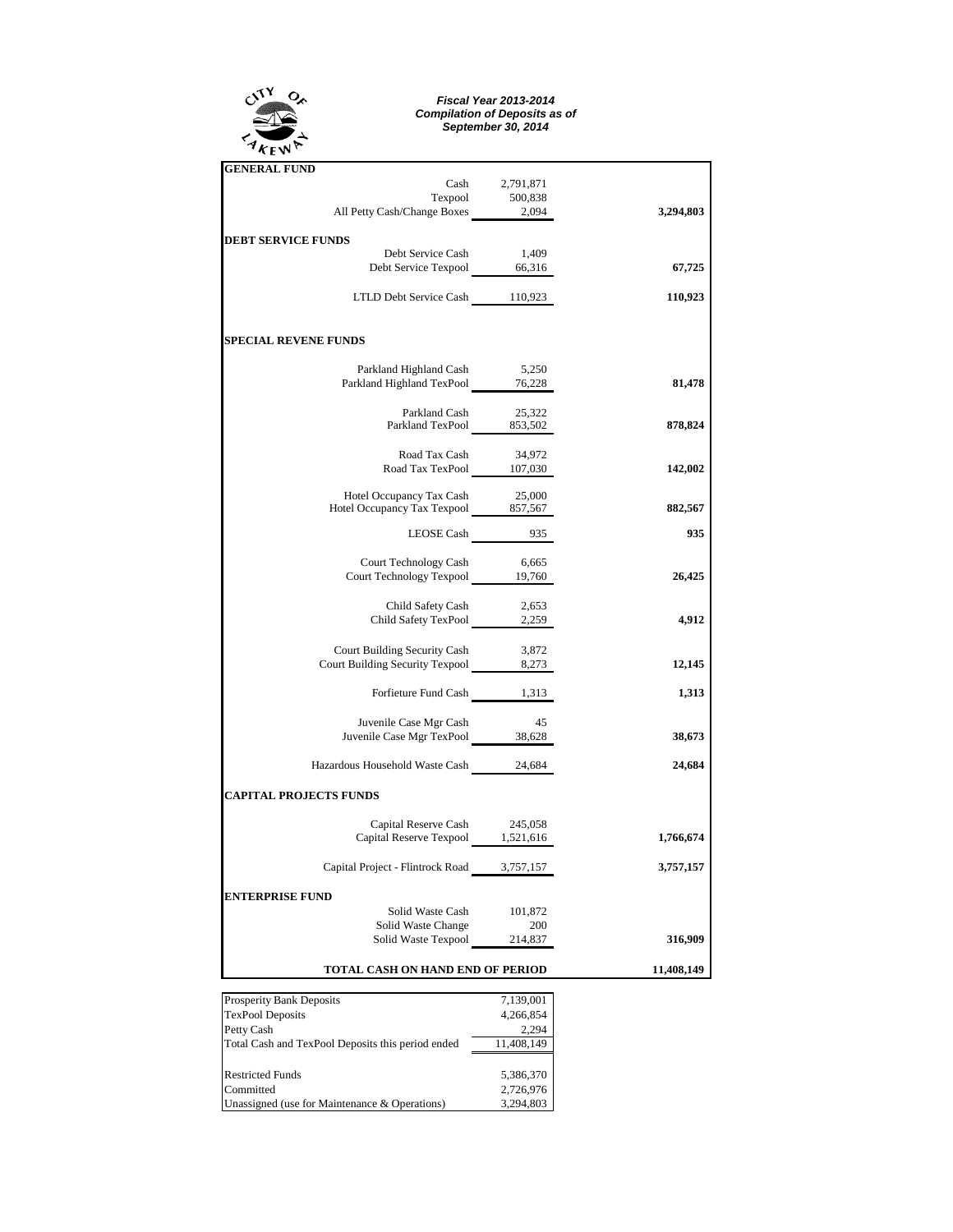***Fiscal Year 2013-2014***
***Compilation of Deposits as of***
***September 30, 2014***

| | | |
|---|---|---|
| **GENERAL FUND** | | |
| Cash | 2,791,871 | |
| Texpool | 500,838 | |
| All Petty Cash/Change Boxes | 2,094 | **3,294,803** |
| **DEBT SERVICE FUNDS** | | |
| Debt Service Cash | 1,409 | |
| Debt Service Texpool | 66,316 | **67,725** |
| LTLD Debt Service Cash | 110,923 | **110,923** |
| **SPECIAL REVENE FUNDS** | | |
| Parkland Highland Cash | 5,250 | |
| Parkland Highland TexPool | 76,228 | **81,478** |
| Parkland Cash | 25,322 | |
| Parkland TexPool | 853,502 | **878,824** |
| Road Tax Cash | 34,972 | |
| Road Tax TexPool | 107,030 | **142,002** |
| Hotel Occupancy Tax Cash | 25,000 | |
| Hotel Occupancy Tax Texpool | 857,567 | **882,567** |
| LEOSE Cash | 935 | **935** |
| Court Technology Cash | 6,665 | |
| Court Technology Texpool | 19,760 | **26,425** |
| Child Safety Cash | 2,653 | |
| Child Safety TexPool | 2,259 | **4,912** |
| Court Building Security Cash | 3,872 | |
| Court Building Security Texpool | 8,273 | **12,145** |
| Forfieture Fund Cash | 1,313 | **1,313** |
| Juvenile Case Mgr Cash | 45 | |
| Juvenile Case Mgr TexPool | 38,628 | **38,673** |
| Hazardous Household Waste Cash | 24,684 | **24,684** |
| **CAPITAL PROJECTS FUNDS** | | |
| Capital Reserve Cash | 245,058 | |
| Capital Reserve Texpool | 1,521,616 | **1,766,674** |
| Capital Project - Flintrock Road | 3,757,157 | **3,757,157** |
| **ENTERPRISE FUND** | | |
| Solid Waste Cash | 101,872 | |
| Solid Waste Change | 200 | |
| Solid Waste Texpool | 214,837 | **316,909** |
| **TOTAL CASH ON HAND END OF PERIOD** | | **11,408,149** |

| | |
|---|---|
| Prosperity Bank Deposits | 7,139,001 |
| TexPool Deposits | 4,266,854 |
| Petty Cash | 2,294 |
| Total Cash and TexPool Deposits this period ended | 11,408,149 |
| | |
| Restricted Funds | 5,386,370 |
| Committed | 2,726,976 |
| Unassigned (use for Maintenance & Operations) | 3,294,803 |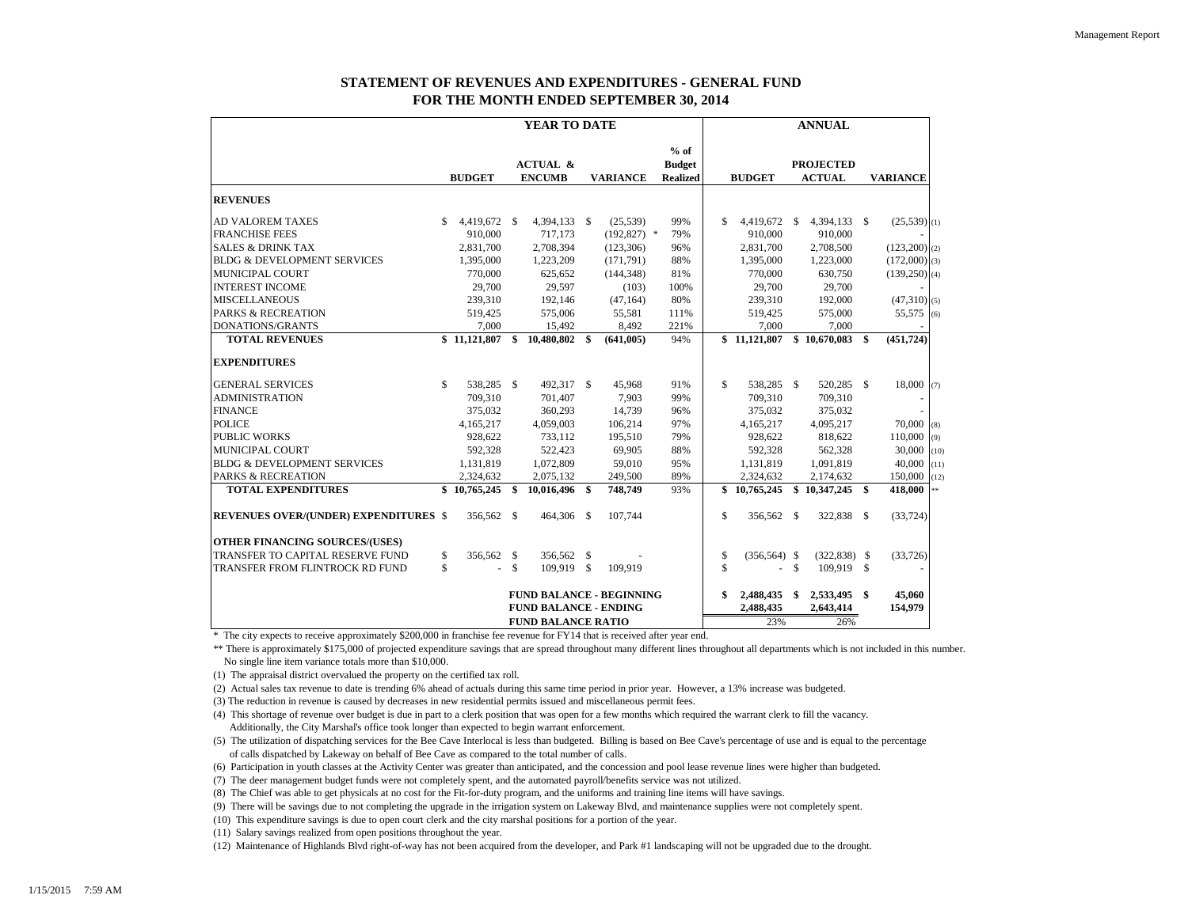# STATEMENT OF REVENUES AND EXPENDITURES - GENERAL FUND
## FOR THE MONTH ENDED SEPTEMBER 30, 2014

| | YEAR TO DATE | | | | ANNUAL | | | |
|---|---|---|---|---|---|---|---|---|
| | BUDGET | ACTUAL & ENCUMB | VARIANCE | % of Budget Realized | BUDGET | PROJECTED ACTUAL | VARIANCE | |
| **REVENUES** | | | | | | | | |
| AD VALOREM TAXES | $ 4,419,672 | $ 4,394,133 | $ (25,539) | 99% | $ 4,419,672 | $ 4,394,133 | $ (25,539) | (1) |
| FRANCHISE FEES | 910,000 | 717,173 | (192,827) * | 79% | 910,000 | 910,000 | - | |
| SALES & DRINK TAX | 2,831,700 | 2,708,394 | (123,306) | 96% | 2,831,700 | 2,708,500 | (123,200) | (2) |
| BLDG & DEVELOPMENT SERVICES | 1,395,000 | 1,223,209 | (171,791) | 88% | 1,395,000 | 1,223,000 | (172,000) | (3) |
| MUNICIPAL COURT | 770,000 | 625,652 | (144,348) | 81% | 770,000 | 630,750 | (139,250) | (4) |
| INTEREST INCOME | 29,700 | 29,597 | (103) | 100% | 29,700 | 29,700 | - | |
| MISCELLANEOUS | 239,310 | 192,146 | (47,164) | 80% | 239,310 | 192,000 | (47,310) | (5) |
| PARKS & RECREATION | 519,425 | 575,006 | 55,581 | 111% | 519,425 | 575,000 | 55,575 | (6) |
| DONATIONS/GRANTS | 7,000 | 15,492 | 8,492 | 221% | 7,000 | 7,000 | - | |
| **TOTAL REVENUES** | **$ 11,121,807** | **$ 10,480,802** | **$ (641,005)** | 94% | **$ 11,121,807** | **$ 10,670,083** | **$ (451,724)** | |
| **EXPENDITURES** | | | | | | | | |
| GENERAL SERVICES | $ 538,285 | $ 492,317 | $ 45,968 | 91% | $ 538,285 | $ 520,285 | $ 18,000 | (7) |
| ADMINISTRATION | 709,310 | 701,407 | 7,903 | 99% | 709,310 | 709,310 | - | |
| FINANCE | 375,032 | 360,293 | 14,739 | 96% | 375,032 | 375,032 | - | |
| POLICE | 4,165,217 | 4,059,003 | 106,214 | 97% | 4,165,217 | 4,095,217 | 70,000 | (8) |
| PUBLIC WORKS | 928,622 | 733,112 | 195,510 | 79% | 928,622 | 818,622 | 110,000 | (9) |
| MUNICIPAL COURT | 592,328 | 522,423 | 69,905 | 88% | 592,328 | 562,328 | 30,000 | (10) |
| BLDG & DEVELOPMENT SERVICES | 1,131,819 | 1,072,809 | 59,010 | 95% | 1,131,819 | 1,091,819 | 40,000 | (11) |
| PARKS & RECREATION | 2,324,632 | 2,075,132 | 249,500 | 89% | 2,324,632 | 2,174,632 | 150,000 | (12) |
| **TOTAL EXPENDITURES** | **$ 10,765,245** | **$ 10,016,496** | **$ 748,749** | 93% | **$ 10,765,245** | **$ 10,347,245** | **$ 418,000** | ** |
| **REVENUES OVER/(UNDER) EXPENDITURES** | $ 356,562 | $ 464,306 | $ 107,744 | | $ 356,562 | $ 322,838 | $ (33,724) | |
| **OTHER FINANCING SOURCES/(USES)** | | | | | | | | |
| TRANSFER TO CAPITAL RESERVE FUND | $ 356,562 | $ 356,562 | $ - | | $ (356,564) | $ (322,838) | $ (33,726) | |
| TRANSFER FROM FLINTROCK RD FUND | $ - | $ 109,919 | $ 109,919 | | $ - | $ 109,919 | $ - | |
| | | **FUND BALANCE - BEGINNING** | | | **$ 2,488,435** | **$ 2,533,495** | **$ 45,060** | |
| | | **FUND BALANCE - ENDING** | | | **2,488,435** | **2,643,414** | **154,979** | |
| | | **FUND BALANCE RATIO** | | | 23% | 26% | | |

* The city expects to receive approximately $200,000 in franchise fee revenue for FY14 that is received after year end.

** There is approximately $175,000 of projected expenditure savings that are spread throughout many different lines throughout all departments which is not included in this number. No single line item variance totals more than $10,000.

(1) The appraisal district overvalued the property on the certified tax roll.

(2) Actual sales tax revenue to date is trending 6% ahead of actuals during this same time period in prior year. However, a 13% increase was budgeted.

(3) The reduction in revenue is caused by decreases in new residential permits issued and miscellaneous permit fees.

(4) This shortage of revenue over budget is due in part to a clerk position that was open for a few months which required the warrant clerk to fill the vacancy. Additionally, the City Marshal's office took longer than expected to begin warrant enforcement.

(5) The utilization of dispatching services for the Bee Cave Interlocal is less than budgeted. Billing is based on Bee Cave's percentage of use and is equal to the percentage of calls dispatched by Lakeway on behalf of Bee Cave as compared to the total number of calls.

(6) Participation in youth classes at the Activity Center was greater than anticipated, and the concession and pool lease revenue lines were higher than budgeted.

(7) The deer management budget funds were not completely spent, and the automated payroll/benefits service was not utilized.

(8) The Chief was able to get physicals at no cost for the Fit-for-duty program, and the uniforms and training line items will have savings.

(9) There will be savings due to not completing the upgrade in the irrigation system on Lakeway Blvd, and maintenance supplies were not completely spent.

(10) This expenditure savings is due to open court clerk and the city marshal positions for a portion of the year.

(11) Salary savings realized from open positions throughout the year.

(12) Maintenance of Highlands Blvd right-of-way has not been acquired from the developer, and Park #1 landscaping will not be upgraded due to the drought.